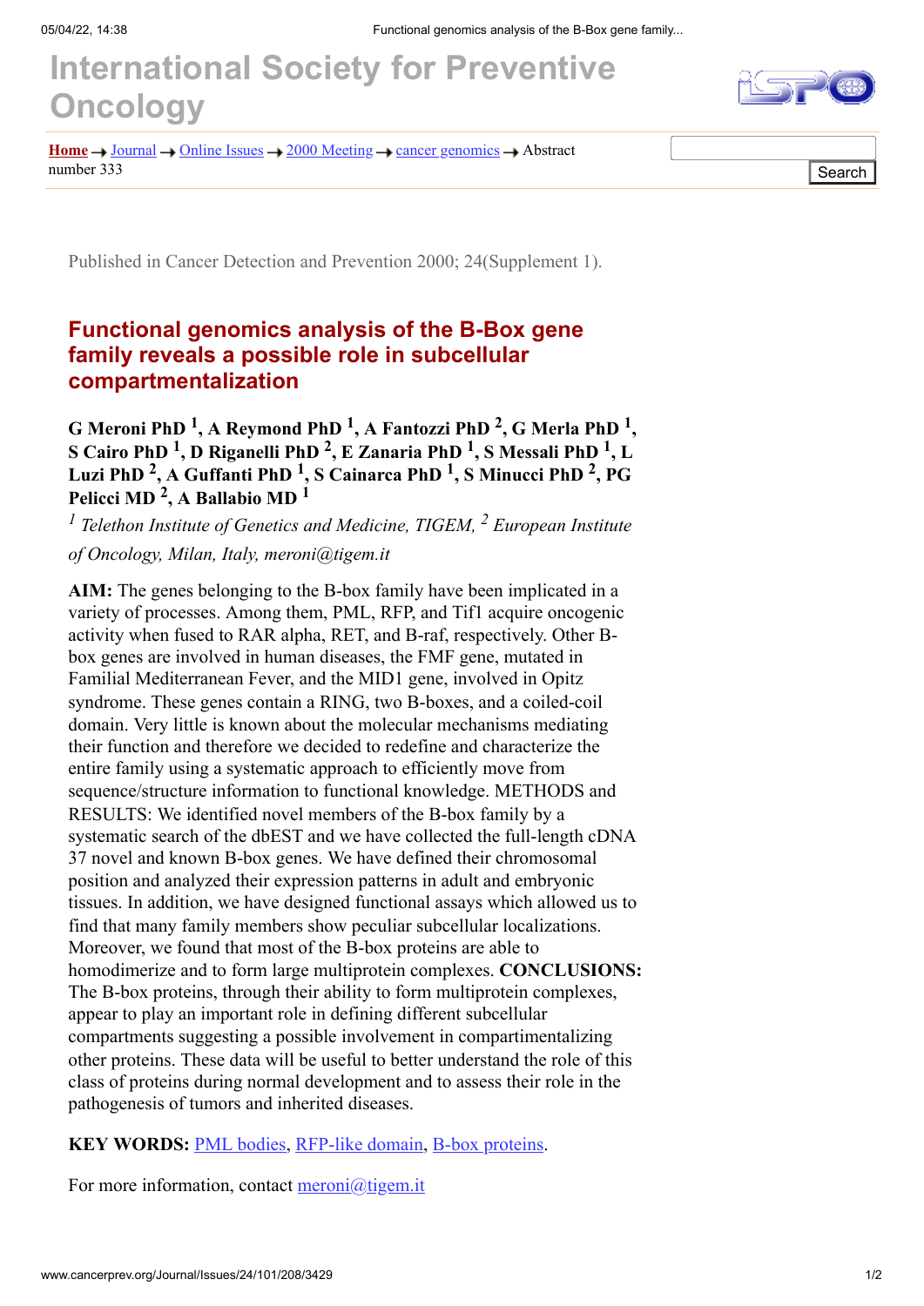# International Society for Preventive Oncology

Home → Journal → Online Issues → 2000 Meeting → cancer genomics → Abstract number 333

Published in Cancer Detection and Prevention 2000; 24(Supplement 1).

## Functional genomics analysis of the B-Box gene family reveals a possible role in subcellular compartmentalization

**G Meroni PhD [1], A Reymond PhD [1], A Fantozzi PhD [2], G Merla PhD [1], S Cairo PhD [1], D Riganelli PhD [2], E Zanaria PhD [1], S Messali PhD [1], L Luzi PhD [2], A Guffanti PhD [1], S Cainarca PhD [1], S Minucci PhD [2], PG Pelicci MD [2], A Ballabio MD [1]**

*[1] Telethon Institute of Genetics and Medicine, TIGEM, [2] European Institute of Oncology, Milan, Italy, meroni@tigem.it*

**AIM:** The genes belonging to the B-box family have been implicated in a variety of processes. Among them, PML, RFP, and Tif1 acquire oncogenic activity when fused to RAR alpha, RET, and B-raf, respectively. Other B-box genes are involved in human diseases, the FMF gene, mutated in Familial Mediterranean Fever, and the MID1 gene, involved in Opitz syndrome. These genes contain a RING, two B-boxes, and a coiled-coil domain. Very little is known about the molecular mechanisms mediating their function and therefore we decided to redefine and characterize the entire family using a systematic approach to efficiently move from sequence/structure information to functional knowledge. METHODS and RESULTS: We identified novel members of the B-box family by a systematic search of the dbEST and we have collected the full-length cDNA 37 novel and known B-box genes. We have defined their chromosomal position and analyzed their expression patterns in adult and embryonic tissues. In addition, we have designed functional assays which allowed us to find that many family members show peculiar subcellular localizations. Moreover, we found that most of the B-box proteins are able to homodimerize and to form large multiprotein complexes. **CONCLUSIONS:** The B-box proteins, through their ability to form multiprotein complexes, appear to play an important role in defining different subcellular compartments suggesting a possible involvement in compartimentalizing other proteins. These data will be useful to better understand the role of this class of proteins during normal development and to assess their role in the pathogenesis of tumors and inherited diseases.

**KEY WORDS:** PML bodies, RFP-like domain, B-box proteins.

For more information, contact meroni@tigem.it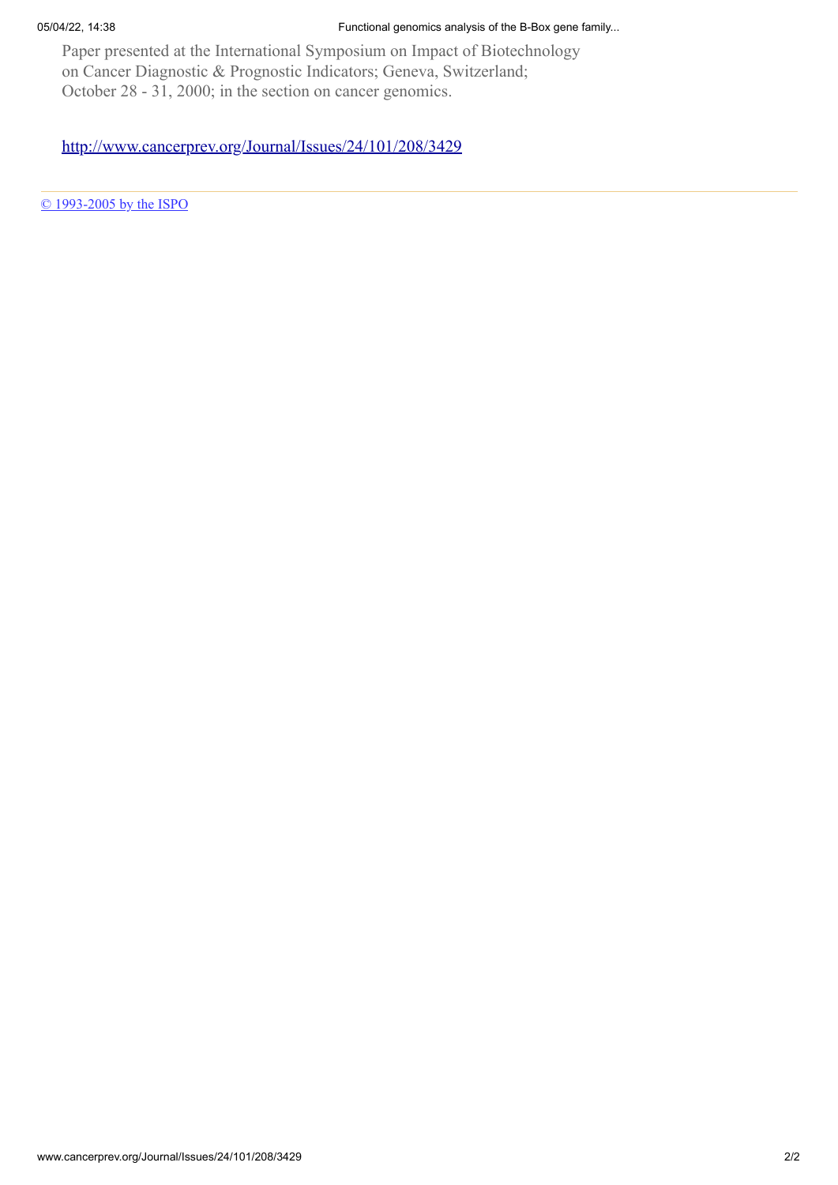Paper presented at the International Symposium on Impact of Biotechnology on Cancer Diagnostic & Prognostic Indicators; Geneva, Switzerland; October 28 - 31, 2000; in the section on cancer genomics.

http://www.cancerprev.org/Journal/Issues/24/101/208/3429

---

© 1993-2005 by the ISPO